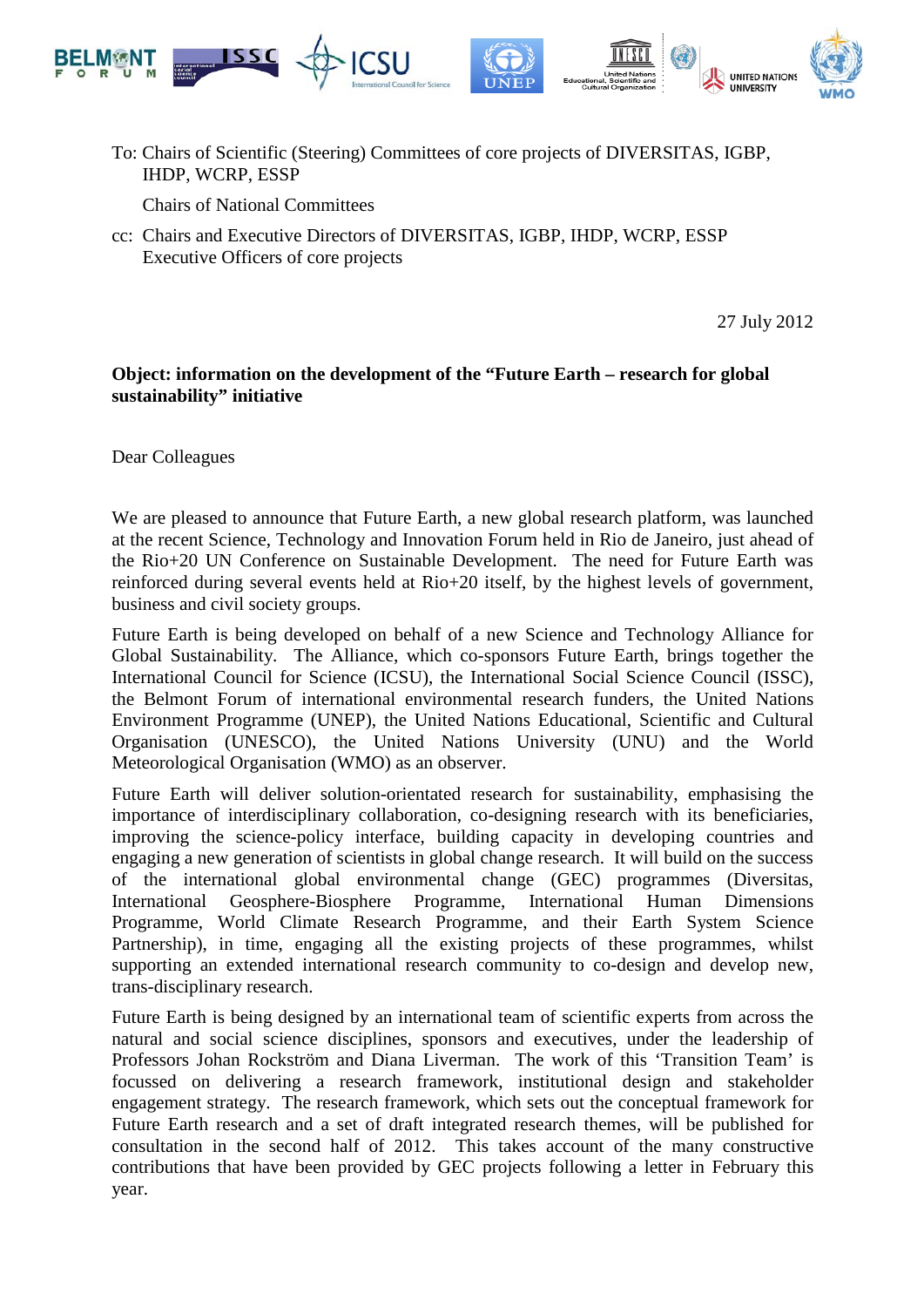To: Chairs of Scientific (Steering) Committees of core projects of DIVERSITAS, IGBP, IHDP, WCRP, ESSP

Chairs of National Committees

cc: Chairs and Executive Directors of DIVERSITAS, IGBP, IHDP, WCRP, ESSP
Executive Officers of core projects

27 July 2012

**Object: information on the development of the "Future Earth – research for global sustainability" initiative**

Dear Colleagues

We are pleased to announce that Future Earth, a new global research platform, was launched at the recent Science, Technology and Innovation Forum held in Rio de Janeiro, just ahead of the Rio+20 UN Conference on Sustainable Development. The need for Future Earth was reinforced during several events held at Rio+20 itself, by the highest levels of government, business and civil society groups.

Future Earth is being developed on behalf of a new Science and Technology Alliance for Global Sustainability. The Alliance, which co-sponsors Future Earth, brings together the International Council for Science (ICSU), the International Social Science Council (ISSC), the Belmont Forum of international environmental research funders, the United Nations Environment Programme (UNEP), the United Nations Educational, Scientific and Cultural Organisation (UNESCO), the United Nations University (UNU) and the World Meteorological Organisation (WMO) as an observer.

Future Earth will deliver solution-orientated research for sustainability, emphasising the importance of interdisciplinary collaboration, co-designing research with its beneficiaries, improving the science-policy interface, building capacity in developing countries and engaging a new generation of scientists in global change research. It will build on the success of the international global environmental change (GEC) programmes (Diversitas, International Geosphere-Biosphere Programme, International Human Dimensions Programme, World Climate Research Programme, and their Earth System Science Partnership), in time, engaging all the existing projects of these programmes, whilst supporting an extended international research community to co-design and develop new, trans-disciplinary research.

Future Earth is being designed by an international team of scientific experts from across the natural and social science disciplines, sponsors and executives, under the leadership of Professors Johan Rockström and Diana Liverman. The work of this 'Transition Team' is focussed on delivering a research framework, institutional design and stakeholder engagement strategy. The research framework, which sets out the conceptual framework for Future Earth research and a set of draft integrated research themes, will be published for consultation in the second half of 2012. This takes account of the many constructive contributions that have been provided by GEC projects following a letter in February this year.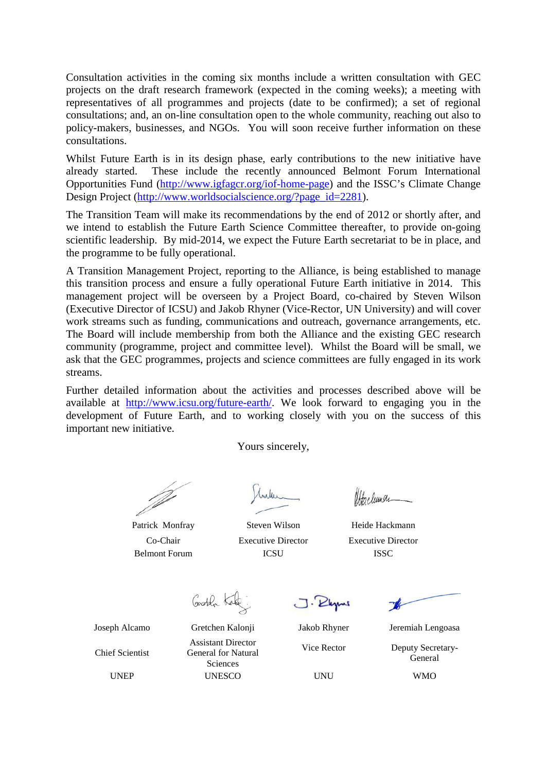Consultation activities in the coming six months include a written consultation with GEC projects on the draft research framework (expected in the coming weeks); a meeting with representatives of all programmes and projects (date to be confirmed); a set of regional consultations; and, an on-line consultation open to the whole community, reaching out also to policy-makers, businesses, and NGOs. You will soon receive further information on these consultations.

Whilst Future Earth is in its design phase, early contributions to the new initiative have already started. These include the recently announced Belmont Forum International Opportunities Fund (http://www.igfagcr.org/iof-home-page) and the ISSC's Climate Change Design Project (http://www.worldsocialscience.org/?page_id=2281).

The Transition Team will make its recommendations by the end of 2012 or shortly after, and we intend to establish the Future Earth Science Committee thereafter, to provide on-going scientific leadership. By mid-2014, we expect the Future Earth secretariat to be in place, and the programme to be fully operational.

A Transition Management Project, reporting to the Alliance, is being established to manage this transition process and ensure a fully operational Future Earth initiative in 2014. This management project will be overseen by a Project Board, co-chaired by Steven Wilson (Executive Director of ICSU) and Jakob Rhyner (Vice-Rector, UN University) and will cover work streams such as funding, communications and outreach, governance arrangements, etc. The Board will include membership from both the Alliance and the existing GEC research community (programme, project and committee level). Whilst the Board will be small, we ask that the GEC programmes, projects and science committees are fully engaged in its work streams.

Further detailed information about the activities and processes described above will be available at http://www.icsu.org/future-earth/. We look forward to engaging you in the development of Future Earth, and to working closely with you on the success of this important new initiative.

Yours sincerely,

| | | |
|---|---|---|
| Patrick Monfray<br>Co-Chair<br>Belmont Forum | Steven Wilson<br>Executive Director<br>ICSU | Heide Hackmann<br>Executive Director<br>ISSC |

| | | | |
|---|---|---|---|
| Joseph Alcamo<br>Chief Scientist<br>UNEP | Gretchen Kalonji<br>Assistant Director General for Natural Sciences<br>UNESCO | Jakob Rhyner<br>Vice Rector<br>UNU | Jeremiah Lengoasa<br>Deputy Secretary-General<br>WMO |